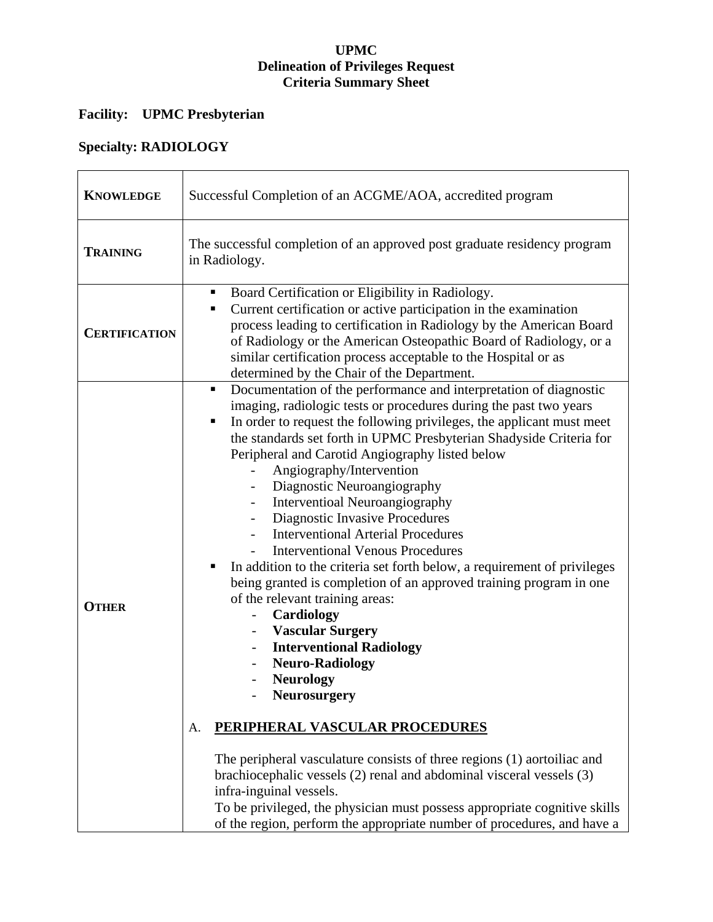**UPMC**
**Delineation of Privileges Request**
**Criteria Summary Sheet**

**Facility: UPMC Presbyterian**

**Specialty: RADIOLOGY**

| | |
|---|---|
| **KNOWLEDGE** | Successful Completion of an ACGME/AOA, accredited program |
| **TRAINING** | The successful completion of an approved post graduate residency program in Radiology. |
| **CERTIFICATION** | ▪ Board Certification or Eligibility in Radiology.<br>▪ Current certification or active participation in the examination process leading to certification in Radiology by the American Board of Radiology or the American Osteopathic Board of Radiology, or a similar certification process acceptable to the Hospital or as determined by the Chair of the Department. |
| **OTHER** | ▪ Documentation of the performance and interpretation of diagnostic imaging, radiologic tests or procedures during the past two years<br>▪ In order to request the following privileges, the applicant must meet the standards set forth in UPMC Presbyterian Shadyside Criteria for Peripheral and Carotid Angiography listed below<br>- Angiography/Intervention<br>- Diagnostic Neuroangiography<br>- Interventioal Neuroangiography<br>- Diagnostic Invasive Procedures<br>- Interventional Arterial Procedures<br>- Interventional Venous Procedures<br>▪ In addition to the criteria set forth below, a requirement of privileges being granted is completion of an approved training program in one of the relevant training areas:<br>- **Cardiology**<br>- **Vascular Surgery**<br>- **Interventional Radiology**<br>- **Neuro-Radiology**<br>- **Neurology**<br>- **Neurosurgery**<br><br>A. **PERIPHERAL VASCULAR PROCEDURES**<br><br>The peripheral vasculature consists of three regions (1) aortoiliac and brachiocephalic vessels (2) renal and abdominal visceral vessels (3) infra-inguinal vessels.<br>To be privileged, the physician must possess appropriate cognitive skills of the region, perform the appropriate number of procedures, and have a |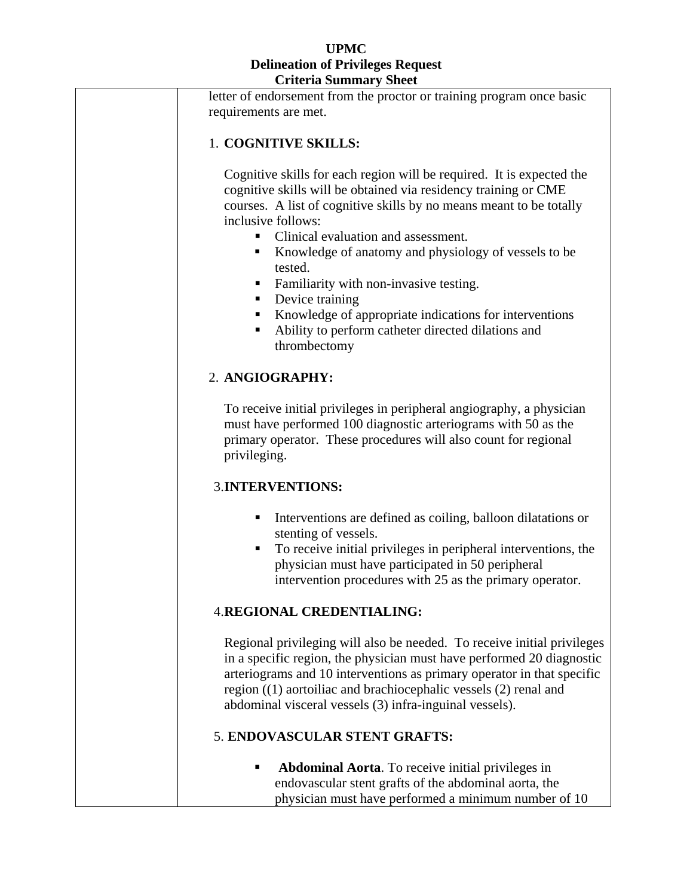**UPMC**
**Delineation of Privileges Request**
**Criteria Summary Sheet**

letter of endorsement from the proctor or training program once basic requirements are met.

1. **COGNITIVE SKILLS:**

   Cognitive skills for each region will be required. It is expected the cognitive skills will be obtained via residency training or CME courses. A list of cognitive skills by no means meant to be totally inclusive follows:

   - Clinical evaluation and assessment.
   - Knowledge of anatomy and physiology of vessels to be tested.
   - Familiarity with non-invasive testing.
   - Device training
   - Knowledge of appropriate indications for interventions
   - Ability to perform catheter directed dilations and thrombectomy

2. **ANGIOGRAPHY:**

   To receive initial privileges in peripheral angiography, a physician must have performed 100 diagnostic arteriograms with 50 as the primary operator. These procedures will also count for regional privileging.

3. **INTERVENTIONS:**

   - Interventions are defined as coiling, balloon dilatations or stenting of vessels.
   - To receive initial privileges in peripheral interventions, the physician must have participated in 50 peripheral intervention procedures with 25 as the primary operator.

4. **REGIONAL CREDENTIALING:**

   Regional privileging will also be needed. To receive initial privileges in a specific region, the physician must have performed 20 diagnostic arteriograms and 10 interventions as primary operator in that specific region ((1) aortoiliac and brachiocephalic vessels (2) renal and abdominal visceral vessels (3) infra-inguinal vessels).

5. **ENDOVASCULAR STENT GRAFTS:**

   - **Abdominal Aorta**. To receive initial privileges in endovascular stent grafts of the abdominal aorta, the physician must have performed a minimum number of 10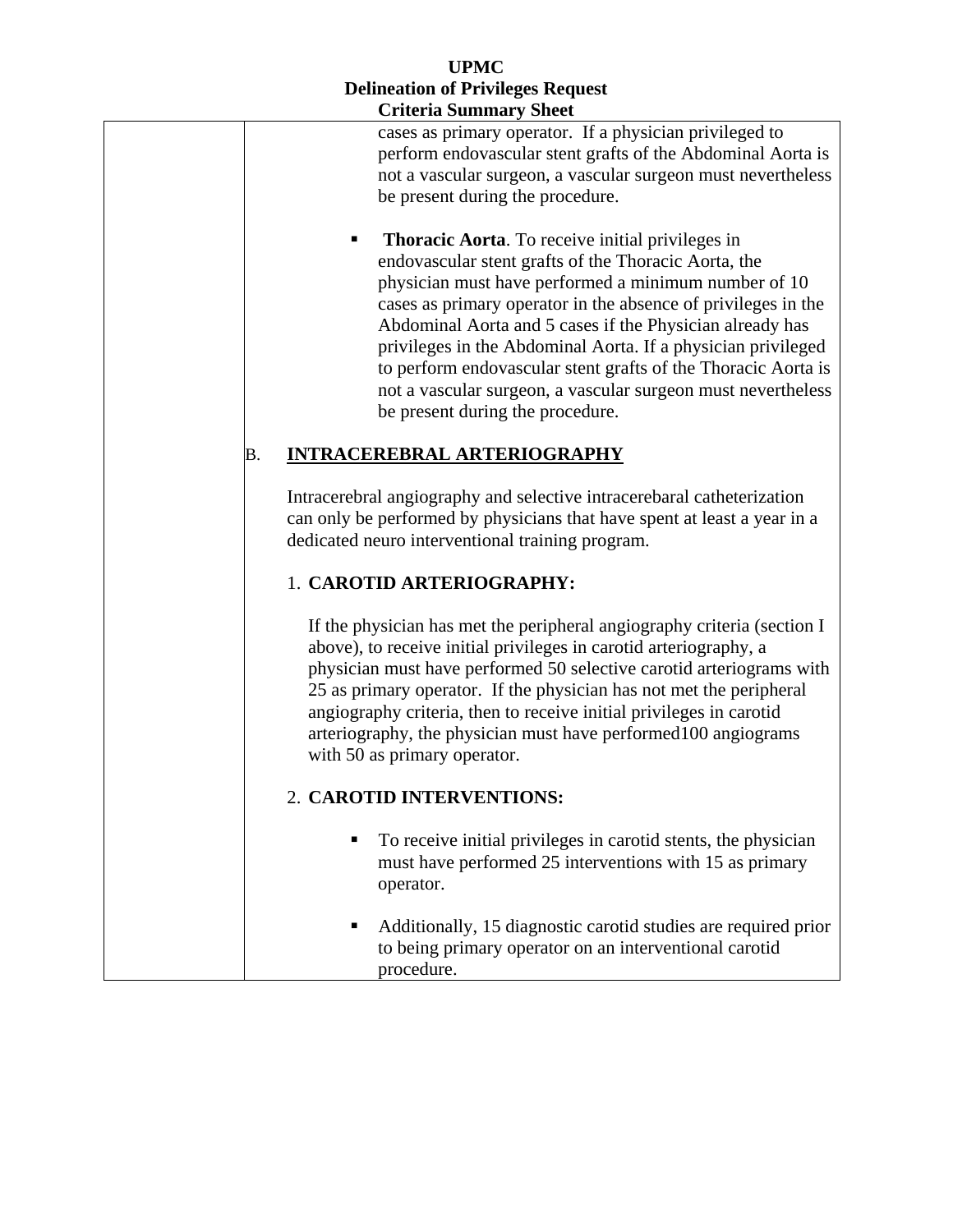cases as primary operator. If a physician privileged to perform endovascular stent grafts of the Abdominal Aorta is not a vascular surgeon, a vascular surgeon must nevertheless be present during the procedure.

- **Thoracic Aorta**. To receive initial privileges in endovascular stent grafts of the Thoracic Aorta, the physician must have performed a minimum number of 10 cases as primary operator in the absence of privileges in the Abdominal Aorta and 5 cases if the Physician already has privileges in the Abdominal Aorta. If a physician privileged to perform endovascular stent grafts of the Thoracic Aorta is not a vascular surgeon, a vascular surgeon must nevertheless be present during the procedure.

B. **INTRACEREBRAL ARTERIOGRAPHY**

Intracerebral angiography and selective intracerebaral catheterization can only be performed by physicians that have spent at least a year in a dedicated neuro interventional training program.

1. **CAROTID ARTERIOGRAPHY:**

If the physician has met the peripheral angiography criteria (section I above), to receive initial privileges in carotid arteriography, a physician must have performed 50 selective carotid arteriograms with 25 as primary operator. If the physician has not met the peripheral angiography criteria, then to receive initial privileges in carotid arteriography, the physician must have performed100 angiograms with 50 as primary operator.

2. **CAROTID INTERVENTIONS:**

- To receive initial privileges in carotid stents, the physician must have performed 25 interventions with 15 as primary operator.

- Additionally, 15 diagnostic carotid studies are required prior to being primary operator on an interventional carotid procedure.